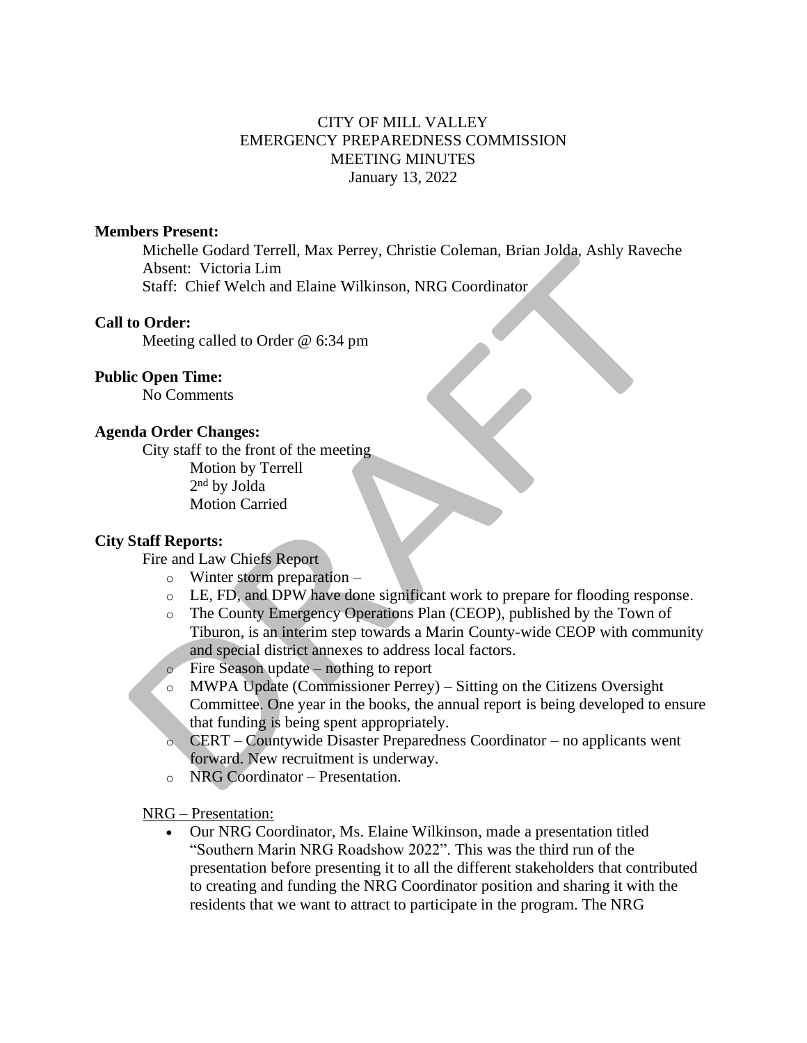# CITY OF MILL VALLEY
# EMERGENCY PREPAREDNESS COMMISSION
# MEETING MINUTES
January 13, 2022

**Members Present:**

Michelle Godard Terrell, Max Perrey, Christie Coleman, Brian Jolda, Ashly Raveche
Absent: Victoria Lim
Staff: Chief Welch and Elaine Wilkinson, NRG Coordinator

**Call to Order:**

Meeting called to Order @ 6:34 pm

**Public Open Time:**

No Comments

**Agenda Order Changes:**

City staff to the front of the meeting
Motion by Terrell
2nd by Jolda
Motion Carried

**City Staff Reports:**

Fire and Law Chiefs Report

- Winter storm preparation –
- LE, FD, and DPW have done significant work to prepare for flooding response.
- The County Emergency Operations Plan (CEOP), published by the Town of Tiburon, is an interim step towards a Marin County-wide CEOP with community and special district annexes to address local factors.
- Fire Season update – nothing to report
- MWPA Update (Commissioner Perrey) – Sitting on the Citizens Oversight Committee. One year in the books, the annual report is being developed to ensure that funding is being spent appropriately.
- CERT – Countywide Disaster Preparedness Coordinator – no applicants went forward. New recruitment is underway.
- NRG Coordinator – Presentation.

NRG – Presentation:

- Our NRG Coordinator, Ms. Elaine Wilkinson, made a presentation titled "Southern Marin NRG Roadshow 2022". This was the third run of the presentation before presenting it to all the different stakeholders that contributed to creating and funding the NRG Coordinator position and sharing it with the residents that we want to attract to participate in the program. The NRG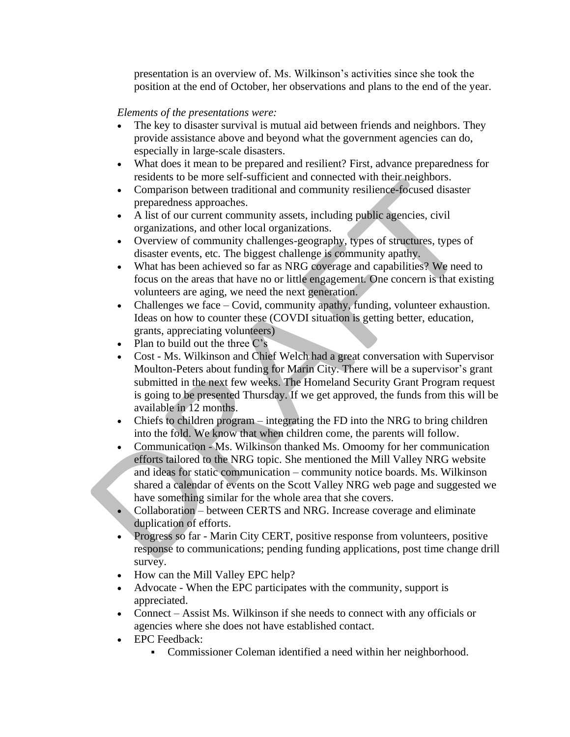presentation is an overview of. Ms. Wilkinson's activities since she took the position at the end of October, her observations and plans to the end of the year.

*Elements of the presentations were:*

- The key to disaster survival is mutual aid between friends and neighbors. They provide assistance above and beyond what the government agencies can do, especially in large-scale disasters.
- What does it mean to be prepared and resilient? First, advance preparedness for residents to be more self-sufficient and connected with their neighbors.
- Comparison between traditional and community resilience-focused disaster preparedness approaches.
- A list of our current community assets, including public agencies, civil organizations, and other local organizations.
- Overview of community challenges-geography, types of structures, types of disaster events, etc. The biggest challenge is community apathy.
- What has been achieved so far as NRG coverage and capabilities? We need to focus on the areas that have no or little engagement. One concern is that existing volunteers are aging, we need the next generation.
- Challenges we face – Covid, community apathy, funding, volunteer exhaustion. Ideas on how to counter these (COVDI situation is getting better, education, grants, appreciating volunteers)
- Plan to build out the three C's
- Cost - Ms. Wilkinson and Chief Welch had a great conversation with Supervisor Moulton-Peters about funding for Marin City. There will be a supervisor's grant submitted in the next few weeks. The Homeland Security Grant Program request is going to be presented Thursday. If we get approved, the funds from this will be available in 12 months.
- Chiefs to children program – integrating the FD into the NRG to bring children into the fold. We know that when children come, the parents will follow.
- Communication - Ms. Wilkinson thanked Ms. Omoomy for her communication efforts tailored to the NRG topic. She mentioned the Mill Valley NRG website and ideas for static communication – community notice boards. Ms. Wilkinson shared a calendar of events on the Scott Valley NRG web page and suggested we have something similar for the whole area that she covers.
- Collaboration – between CERTS and NRG. Increase coverage and eliminate duplication of efforts.
- Progress so far - Marin City CERT, positive response from volunteers, positive response to communications; pending funding applications, post time change drill survey.
- How can the Mill Valley EPC help?
- Advocate - When the EPC participates with the community, support is appreciated.
- Connect – Assist Ms. Wilkinson if she needs to connect with any officials or agencies where she does not have established contact.
- EPC Feedback:
  - Commissioner Coleman identified a need within her neighborhood.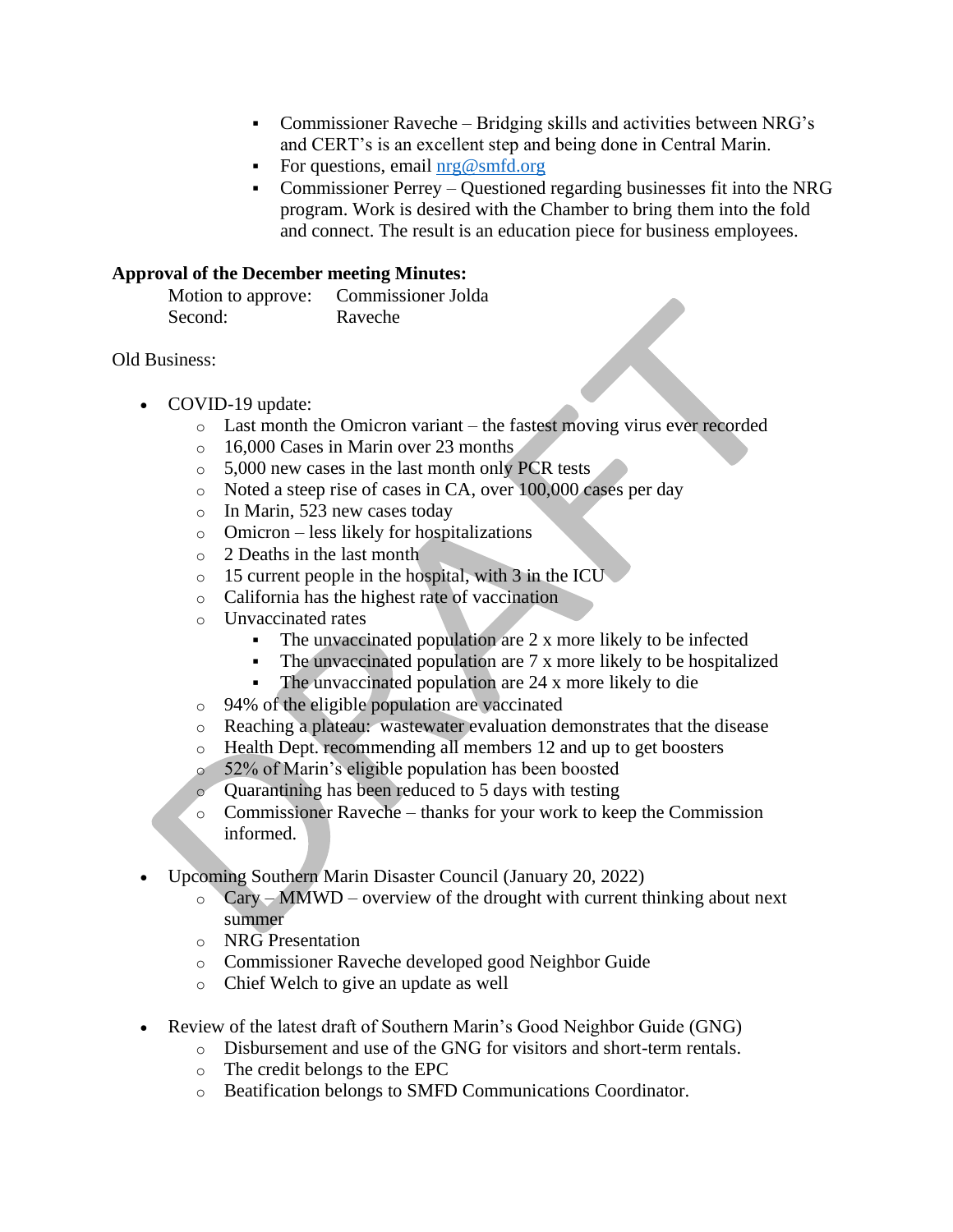- Commissioner Raveche – Bridging skills and activities between NRG's and CERT's is an excellent step and being done in Central Marin.
        - For questions, email nrg@smfd.org
        - Commissioner Perrey – Questioned regarding businesses fit into the NRG program. Work is desired with the Chamber to bring them into the fold and connect. The result is an education piece for business employees.

**Approval of the December meeting Minutes:**

Motion to approve: Commissioner Jolda
Second: Raveche

Old Business:

- COVID-19 update:
    - Last month the Omicron variant – the fastest moving virus ever recorded
    - 16,000 Cases in Marin over 23 months
    - 5,000 new cases in the last month only PCR tests
    - Noted a steep rise of cases in CA, over 100,000 cases per day
    - In Marin, 523 new cases today
    - Omicron – less likely for hospitalizations
    - 2 Deaths in the last month
    - 15 current people in the hospital, with 3 in the ICU
    - California has the highest rate of vaccination
    - Unvaccinated rates
        - The unvaccinated population are 2 x more likely to be infected
        - The unvaccinated population are 7 x more likely to be hospitalized
        - The unvaccinated population are 24 x more likely to die
    - 94% of the eligible population are vaccinated
    - Reaching a plateau: wastewater evaluation demonstrates that the disease
    - Health Dept. recommending all members 12 and up to get boosters
    - 52% of Marin's eligible population has been boosted
    - Quarantining has been reduced to 5 days with testing
    - Commissioner Raveche – thanks for your work to keep the Commission informed.

- Upcoming Southern Marin Disaster Council (January 20, 2022)
    - Cary – MMWD – overview of the drought with current thinking about next summer
    - NRG Presentation
    - Commissioner Raveche developed good Neighbor Guide
    - Chief Welch to give an update as well

- Review of the latest draft of Southern Marin's Good Neighbor Guide (GNG)
    - Disbursement and use of the GNG for visitors and short-term rentals.
    - The credit belongs to the EPC
    - Beatification belongs to SMFD Communications Coordinator.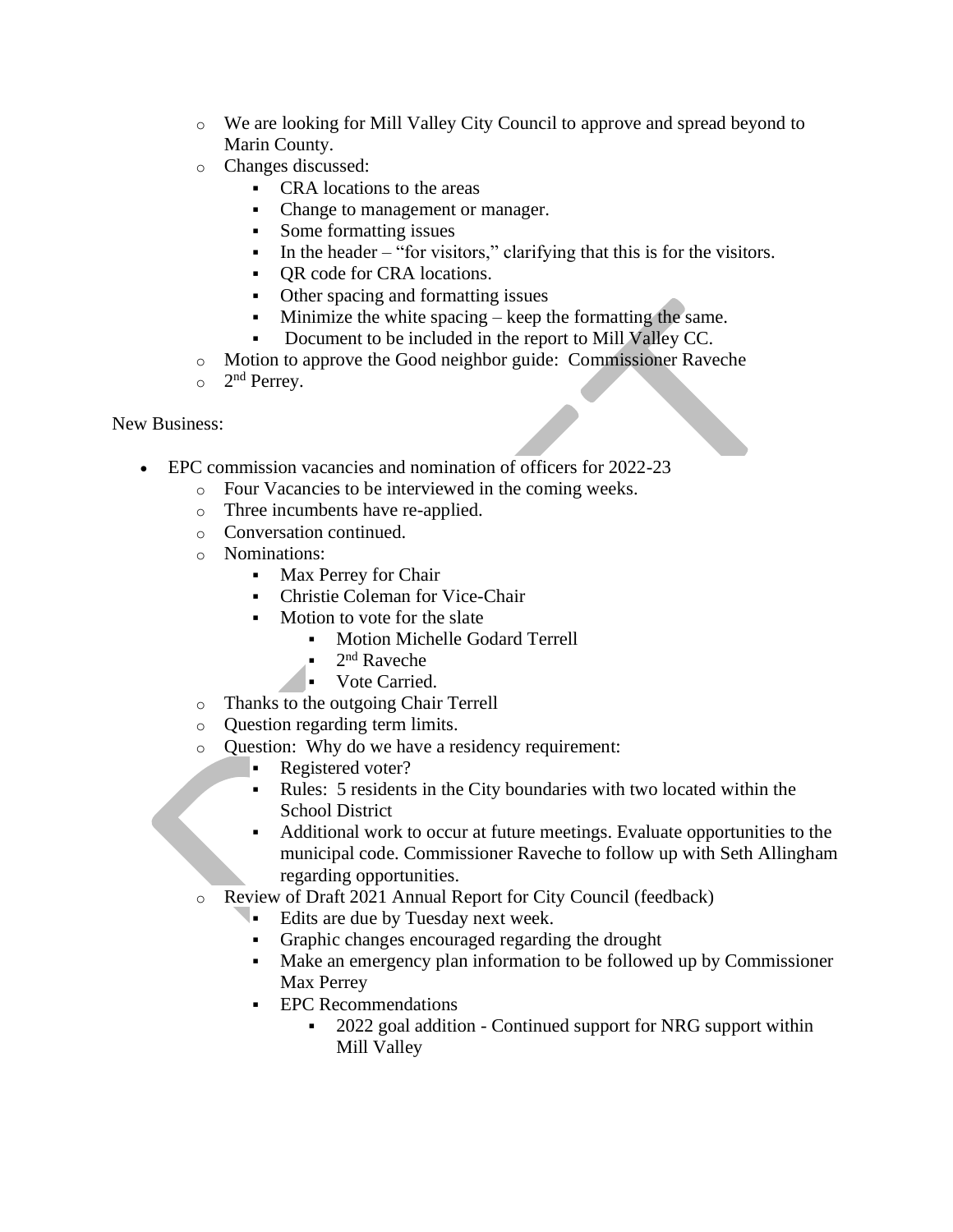- We are looking for Mill Valley City Council to approve and spread beyond to Marin County.
- Changes discussed:
  - CRA locations to the areas
  - Change to management or manager.
  - Some formatting issues
  - In the header – "for visitors," clarifying that this is for the visitors.
  - QR code for CRA locations.
  - Other spacing and formatting issues
  - Minimize the white spacing – keep the formatting the same.
  - Document to be included in the report to Mill Valley CC.
- Motion to approve the Good neighbor guide: Commissioner Raveche
- 2nd Perrey.

New Business:

- EPC commission vacancies and nomination of officers for 2022-23
  - Four Vacancies to be interviewed in the coming weeks.
  - Three incumbents have re-applied.
  - Conversation continued.
  - Nominations:
    - Max Perrey for Chair
    - Christie Coleman for Vice-Chair
    - Motion to vote for the slate
      - Motion Michelle Godard Terrell
      - 2nd Raveche
      - Vote Carried.
  - Thanks to the outgoing Chair Terrell
  - Question regarding term limits.
  - Question: Why do we have a residency requirement:
    - Registered voter?
    - Rules: 5 residents in the City boundaries with two located within the School District
    - Additional work to occur at future meetings. Evaluate opportunities to the municipal code. Commissioner Raveche to follow up with Seth Allingham regarding opportunities.
  - Review of Draft 2021 Annual Report for City Council (feedback)
    - Edits are due by Tuesday next week.
    - Graphic changes encouraged regarding the drought
    - Make an emergency plan information to be followed up by Commissioner Max Perrey
    - EPC Recommendations
      - 2022 goal addition - Continued support for NRG support within Mill Valley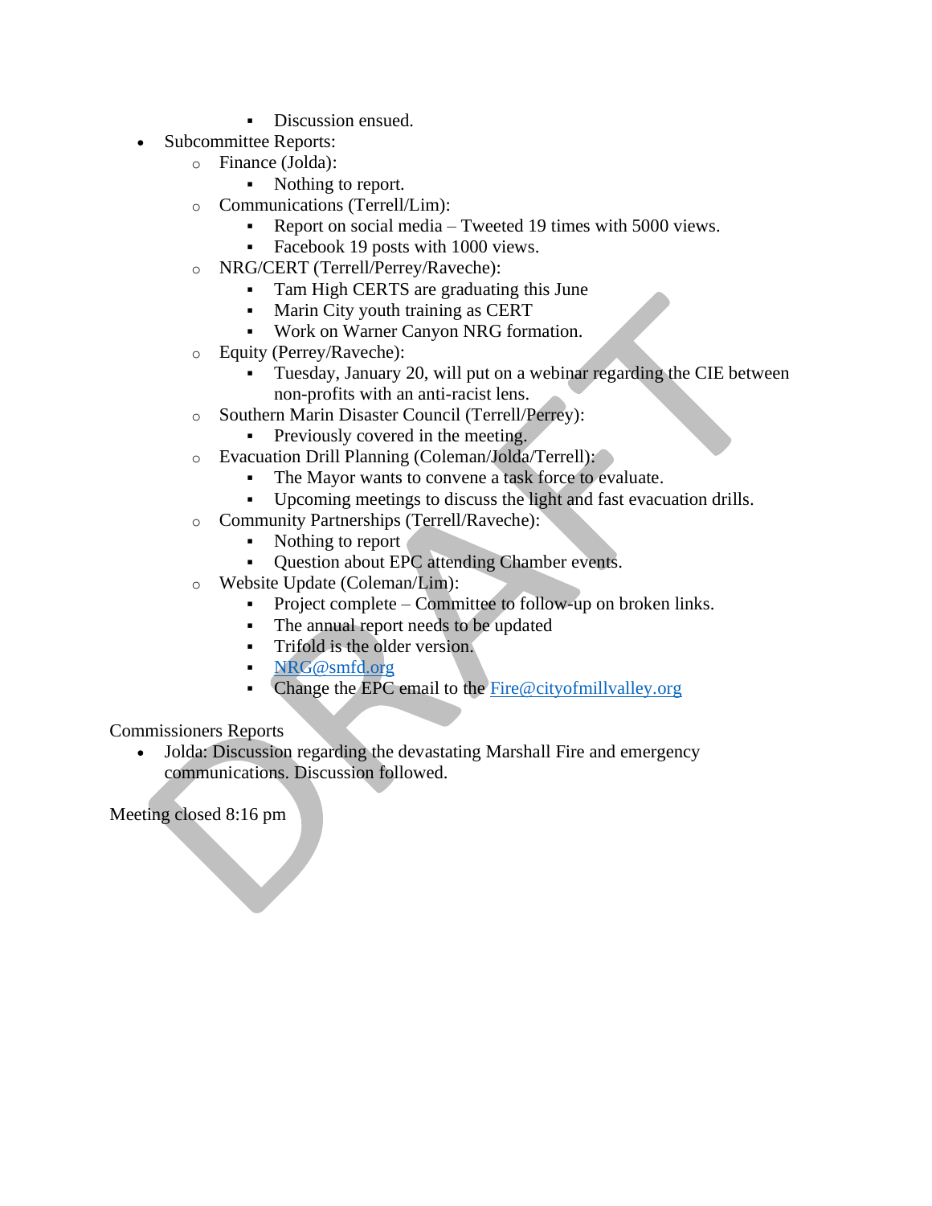- Discussion ensued.
- Subcommittee Reports:
    - Finance (Jolda):
        - Nothing to report.
    - Communications (Terrell/Lim):
        - Report on social media – Tweeted 19 times with 5000 views.
        - Facebook 19 posts with 1000 views.
    - NRG/CERT (Terrell/Perrey/Raveche):
        - Tam High CERTS are graduating this June
        - Marin City youth training as CERT
        - Work on Warner Canyon NRG formation.
    - Equity (Perrey/Raveche):
        - Tuesday, January 20, will put on a webinar regarding the CIE between non-profits with an anti-racist lens.
    - Southern Marin Disaster Council (Terrell/Perrey):
        - Previously covered in the meeting.
    - Evacuation Drill Planning (Coleman/Jolda/Terrell):
        - The Mayor wants to convene a task force to evaluate.
        - Upcoming meetings to discuss the light and fast evacuation drills.
    - Community Partnerships (Terrell/Raveche):
        - Nothing to report
        - Question about EPC attending Chamber events.
    - Website Update (Coleman/Lim):
        - Project complete – Committee to follow-up on broken links.
        - The annual report needs to be updated
        - Trifold is the older version.
        - NRG@smfd.org
        - Change the EPC email to the Fire@cityofmillvalley.org

Commissioners Reports

- Jolda: Discussion regarding the devastating Marshall Fire and emergency communications. Discussion followed.

Meeting closed 8:16 pm